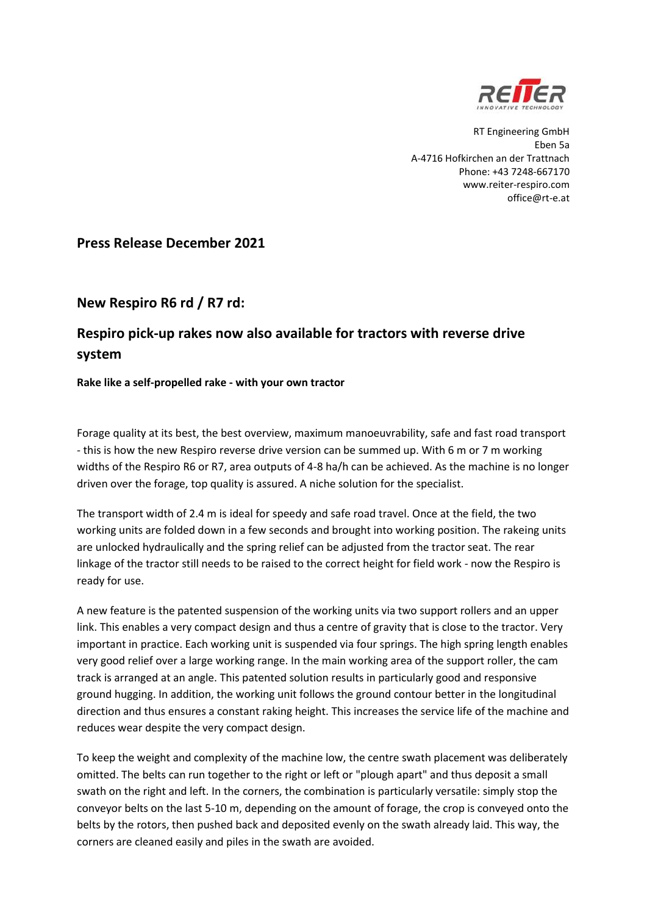RT Engineering GmbH
Eben 5a
A-4716 Hofkirchen an der Trattnach
Phone: +43 7248-667170
www.reiter-respiro.com
office@rt-e.at

## Press Release December 2021

## New Respiro R6 rd / R7 rd:

## Respiro pick-up rakes now also available for tractors with reverse drive system

**Rake like a self-propelled rake - with your own tractor**

Forage quality at its best, the best overview, maximum manoeuvrability, safe and fast road transport - this is how the new Respiro reverse drive version can be summed up. With 6 m or 7 m working widths of the Respiro R6 or R7, area outputs of 4-8 ha/h can be achieved. As the machine is no longer driven over the forage, top quality is assured. A niche solution for the specialist.

The transport width of 2.4 m is ideal for speedy and safe road travel. Once at the field, the two working units are folded down in a few seconds and brought into working position. The rakeing units are unlocked hydraulically and the spring relief can be adjusted from the tractor seat. The rear linkage of the tractor still needs to be raised to the correct height for field work - now the Respiro is ready for use.

A new feature is the patented suspension of the working units via two support rollers and an upper link. This enables a very compact design and thus a centre of gravity that is close to the tractor. Very important in practice. Each working unit is suspended via four springs. The high spring length enables very good relief over a large working range. In the main working area of the support roller, the cam track is arranged at an angle. This patented solution results in particularly good and responsive ground hugging. In addition, the working unit follows the ground contour better in the longitudinal direction and thus ensures a constant raking height. This increases the service life of the machine and reduces wear despite the very compact design.

To keep the weight and complexity of the machine low, the centre swath placement was deliberately omitted. The belts can run together to the right or left or "plough apart" and thus deposit a small swath on the right and left. In the corners, the combination is particularly versatile: simply stop the conveyor belts on the last 5-10 m, depending on the amount of forage, the crop is conveyed onto the belts by the rotors, then pushed back and deposited evenly on the swath already laid. This way, the corners are cleaned easily and piles in the swath are avoided.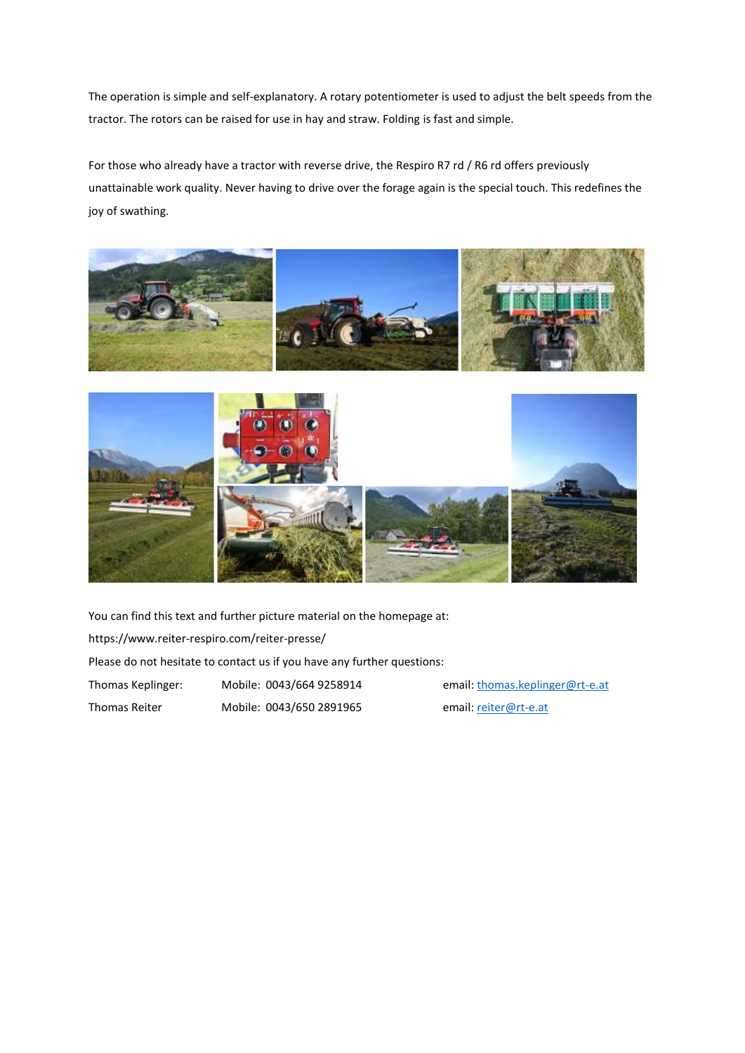The operation is simple and self-explanatory. A rotary potentiometer is used to adjust the belt speeds from the tractor. The rotors can be raised for use in hay and straw. Folding is fast and simple.

For those who already have a tractor with reverse drive, the Respiro R7 rd / R6 rd offers previously unattainable work quality. Never having to drive over the forage again is the special touch. This redefines the joy of swathing.

You can find this text and further picture material on the homepage at:

https://www.reiter-respiro.com/reiter-presse/

Please do not hesitate to contact us if you have any further questions:

| | | |
|---|---|---|
| Thomas Keplinger: | Mobile: 0043/664 9258914 | email: thomas.keplinger@rt-e.at |
| Thomas Reiter | Mobile: 0043/650 2891965 | email: reiter@rt-e.at |